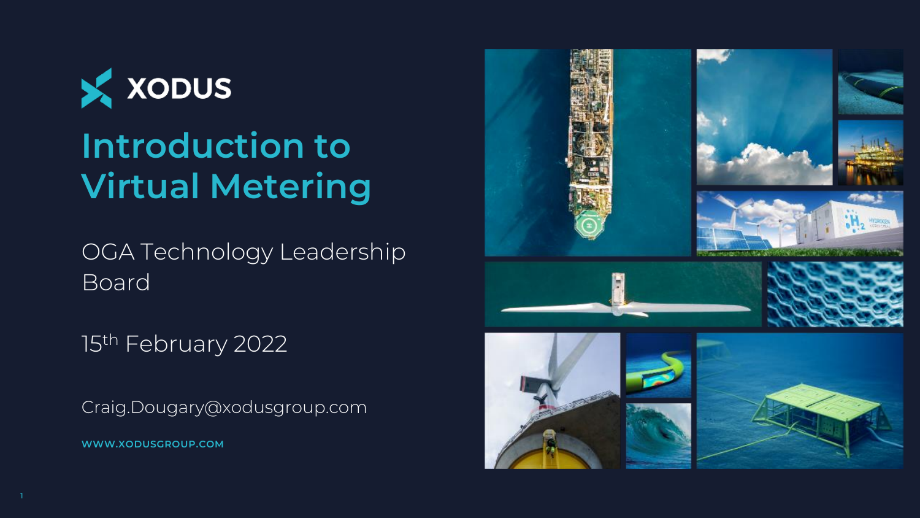XODUS

# Introduction to Virtual Metering

OGA Technology Leadership Board

15th February 2022

Craig.Dougary@xodusgroup.com

**WWW.XODUSGROUP.COM**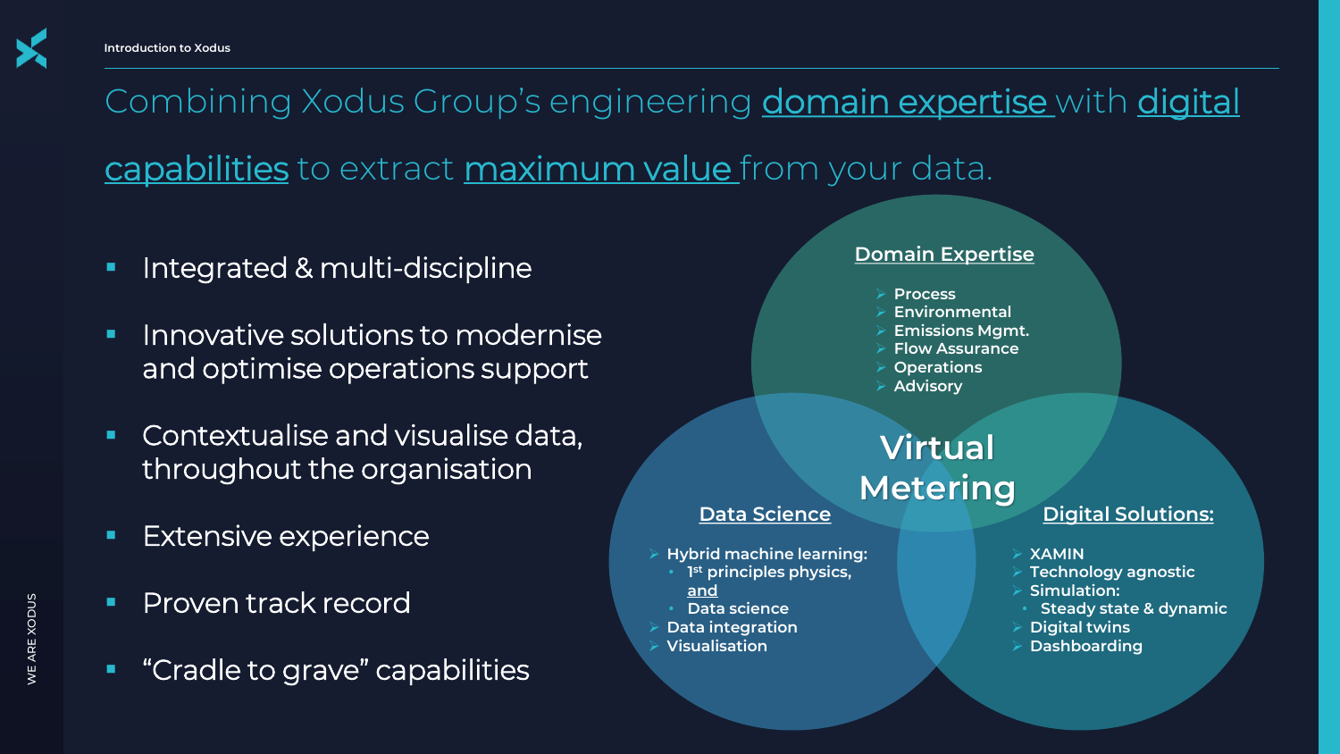# Combining Xodus Group's engineering domain expertise with digital capabilities to extract maximum value from your data.

- Integrated & multi-discipline
- Innovative solutions to modernise and optimise operations support
- Contextualise and visualise data, throughout the organisation
- Extensive experience
- Proven track record
- "Cradle to grave" capabilities

## Virtual Metering

**Domain Expertise**

- Process
- Environmental
- Emissions Mgmt.
- Flow Assurance
- Operations
- Advisory

**Data Science**

- Hybrid machine learning:
  - 1st principles physics, and
  - Data science
- Data integration
- Visualisation

**Digital Solutions:**

- XAMIN
- Technology agnostic
- Simulation:
  - Steady state & dynamic
- Digital twins
- Dashboarding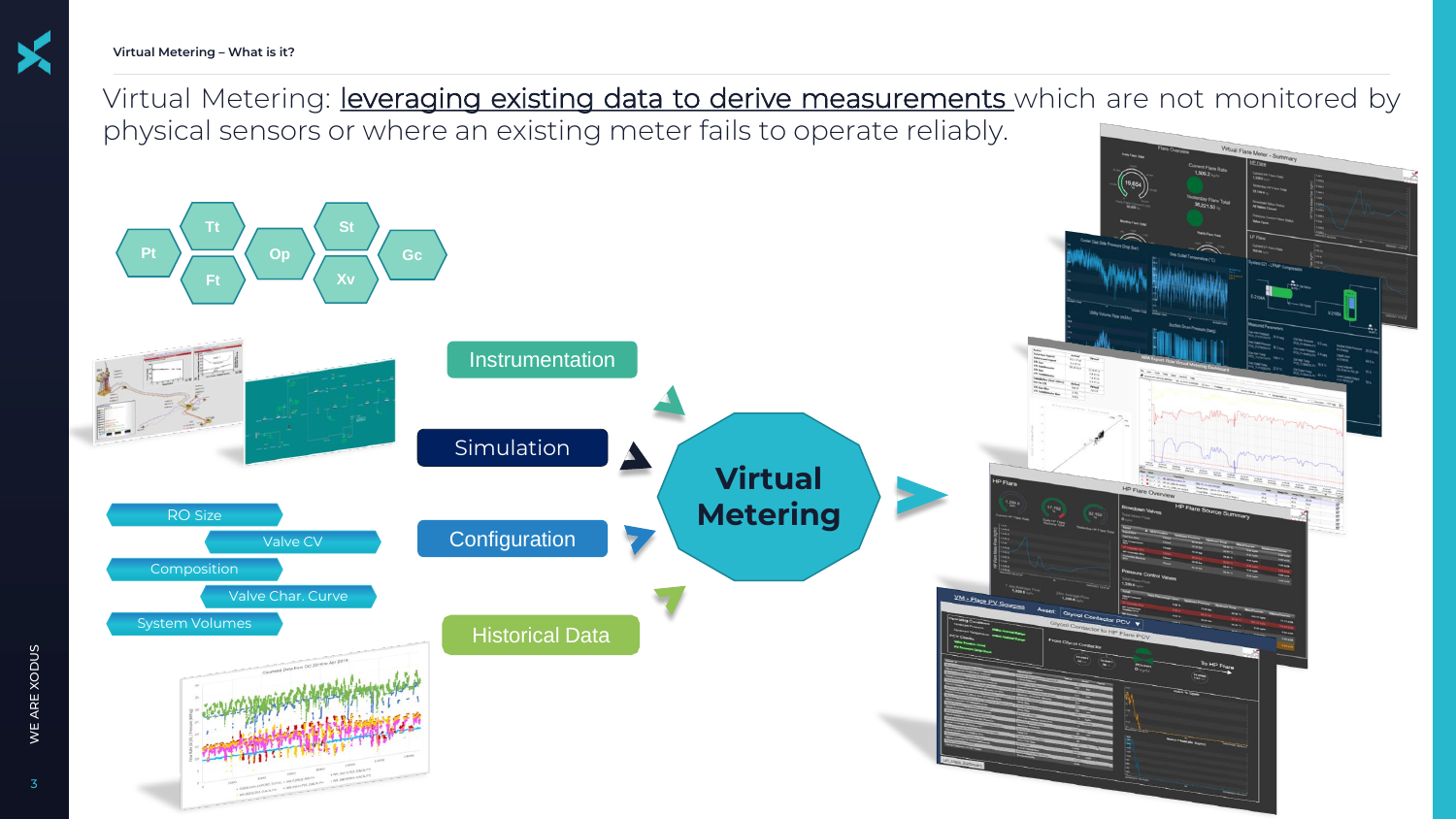## Virtual Metering – What is it?

Virtual Metering: leveraging existing data to derive measurements which are not monitored by physical sensors or where an existing meter fails to operate reliably.

Pt, Tt, Ft, Op, St, Xv, Gc

- Instrumentation
- Simulation
- Configuration
- Historical Data

RO Size, Valve CV, Composition, Valve Char. Curve, System Volumes

**Virtual Metering**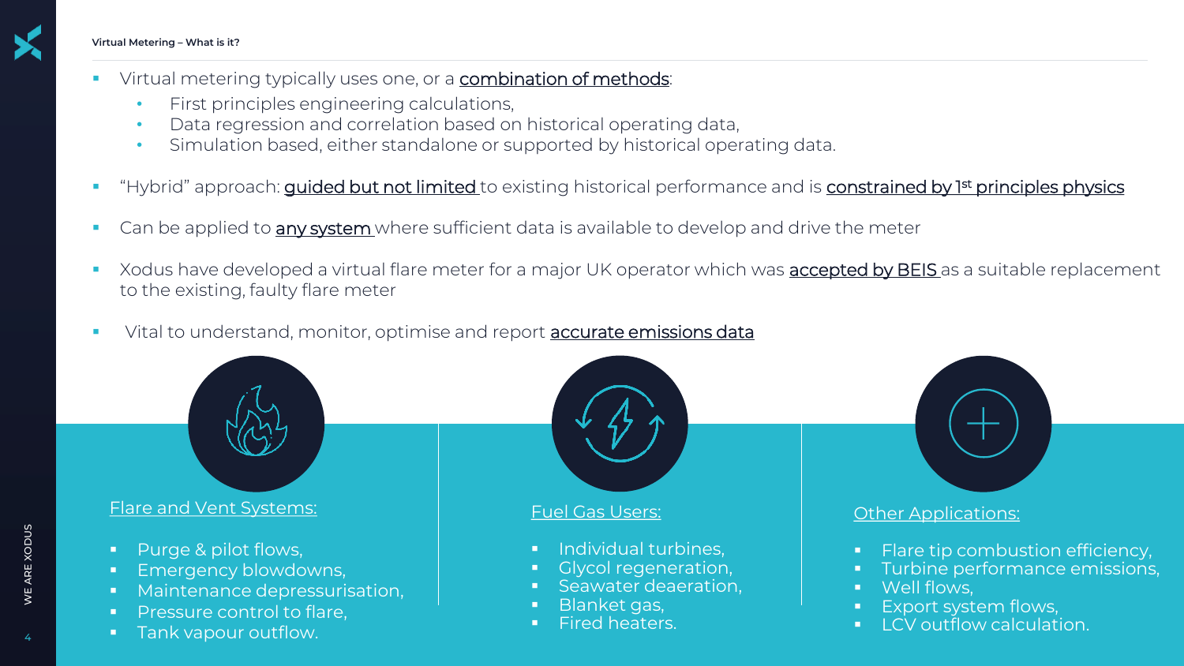## Virtual Metering – What is it?

- Virtual metering typically uses one, or a combination of methods:
  - First principles engineering calculations,
  - Data regression and correlation based on historical operating data,
  - Simulation based, either standalone or supported by historical operating data.
- "Hybrid" approach: guided but not limited to existing historical performance and is constrained by 1st principles physics
- Can be applied to any system where sufficient data is available to develop and drive the meter
- Xodus have developed a virtual flare meter for a major UK operator which was accepted by BEIS as a suitable replacement to the existing, faulty flare meter
- Vital to understand, monitor, optimise and report accurate emissions data

### Flare and Vent Systems:

- Purge & pilot flows,
- Emergency blowdowns,
- Maintenance depressurisation,
- Pressure control to flare,
- Tank vapour outflow.

### Fuel Gas Users:

- Individual turbines,
- Glycol regeneration,
- Seawater deaeration,
- Blanket gas,
- Fired heaters.

### Other Applications:

- Flare tip combustion efficiency,
- Turbine performance emissions,
- Well flows,
- Export system flows,
- LCV outflow calculation.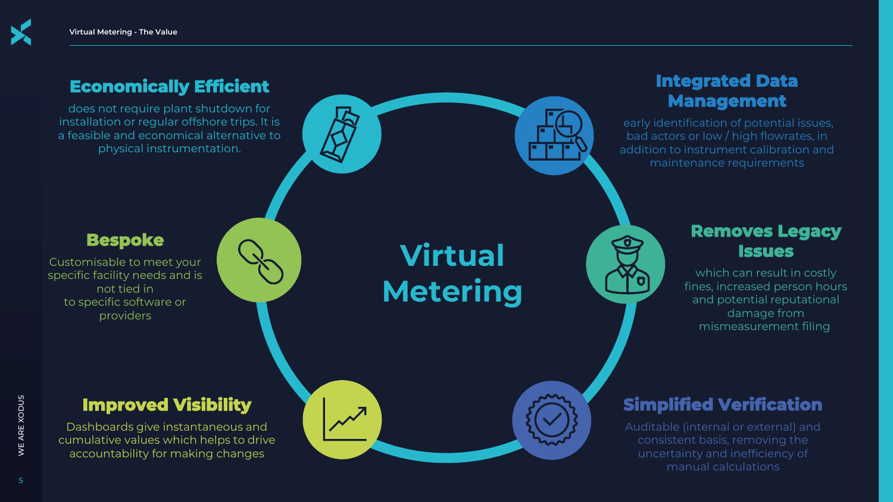# Virtual Metering - The Value

## Virtual Metering

### Economically Efficient

does not require plant shutdown for installation or regular offshore trips. It is a feasible and economical alternative to physical instrumentation.

### Integrated Data Management

early identification of potential issues, bad actors or low / high flowrates, in addition to instrument calibration and maintenance requirements

### Bespoke

Customisable to meet your specific facility needs and is not tied in to specific software or providers

### Removes Legacy Issues

which can result in costly fines, increased person hours and potential reputational damage from mismeasurement filing

### Improved Visibility

Dashboards give instantaneous and cumulative values which helps to drive accountability for making changes

### Simplified Verification

Auditable (internal or external) and consistent basis, removing the uncertainty and inefficiency of manual calculations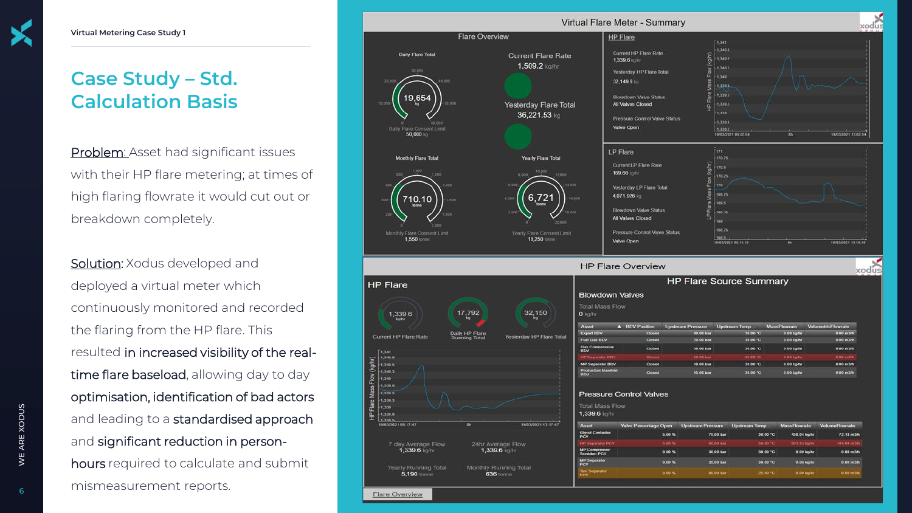Virtual Metering Case Study 1

# Case Study – Std. Calculation Basis

Problem: Asset had significant issues with their HP flare metering; at times of high flaring flowrate it would cut out or breakdown completely.

Solution: Xodus developed and deployed a virtual meter which continuously monitored and recorded the flaring from the HP flare. This resulted **in increased visibility of the real-time flare baseload**, allowing day to day **optimisation, identification of bad actors** and leading to a **standardised approach** and **significant reduction in person-hours** required to calculate and submit mismeasurement reports.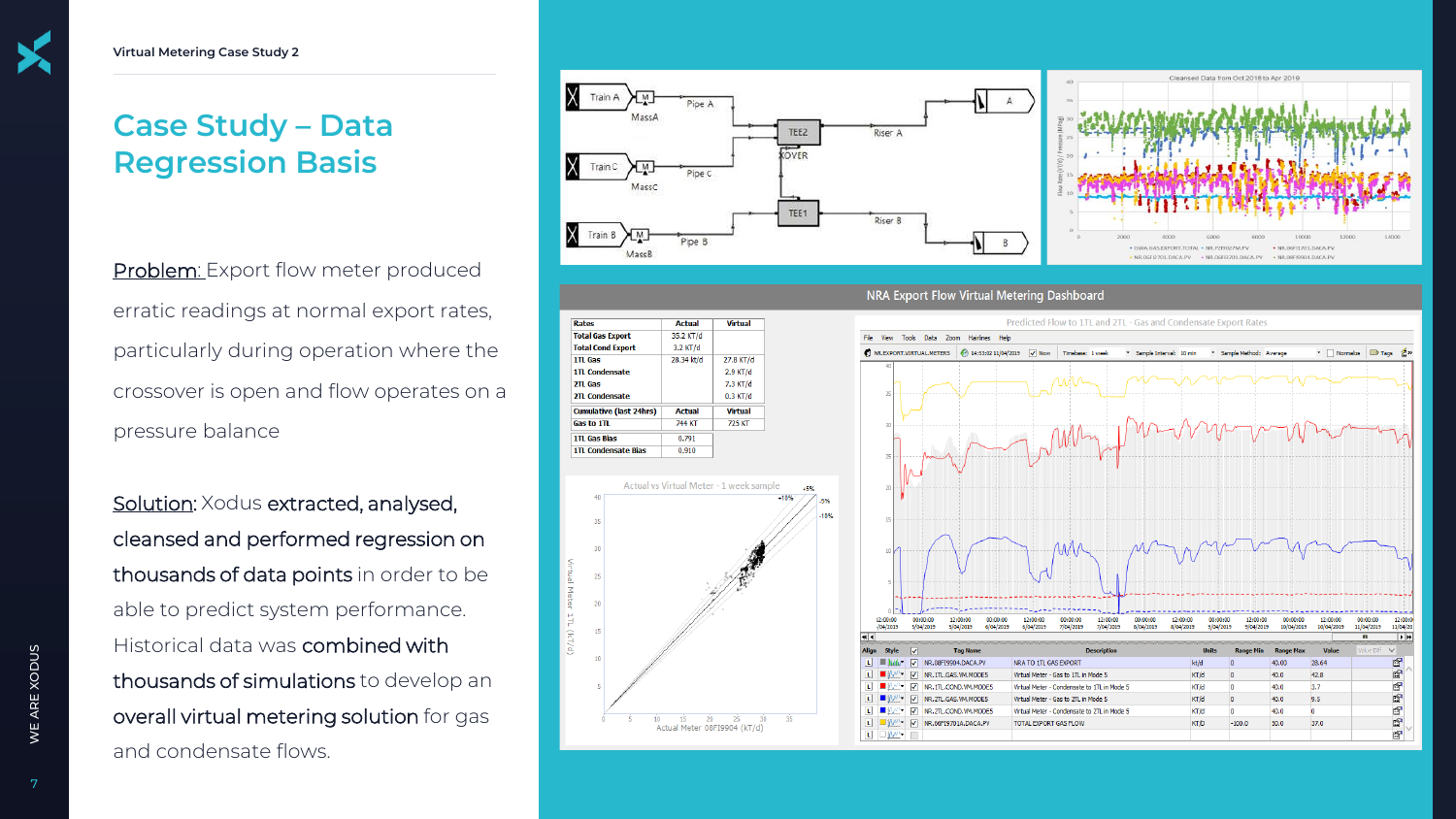Virtual Metering Case Study 2

# Case Study – Data Regression Basis

Problem: Export flow meter produced erratic readings at normal export rates, particularly during operation where the crossover is open and flow operates on a pressure balance

Solution: Xodus **extracted, analysed, cleansed and performed regression on thousands of data points** in order to be able to predict system performance. Historical data was **combined with thousands of simulations** to develop an **overall virtual metering solution** for gas and condensate flows.

NRA Export Flow Virtual Metering Dashboard

| Rates | Actual | Virtual |
|---|---|---|
| Total Gas Export | 35.2 KT/d | |
| Total Cond Export | 3.2 KT/d | |
| 1TL Gas | 28.34 kt/d | 27.8 KT/d |
| 1TL Condensate | | 2.9 KT/d |
| 2TL Gas | | 7.3 KT/d |
| 2TL Condensate | | 0.3 KT/d |
| Cumulative (last 24hrs) | Actual | Virtual |
| Gas to 1TL | 744 KT | 725 KT |
| 1TL Gas Bias | 0.791 | |
| 1TL Condensate Bias | 0.910 | |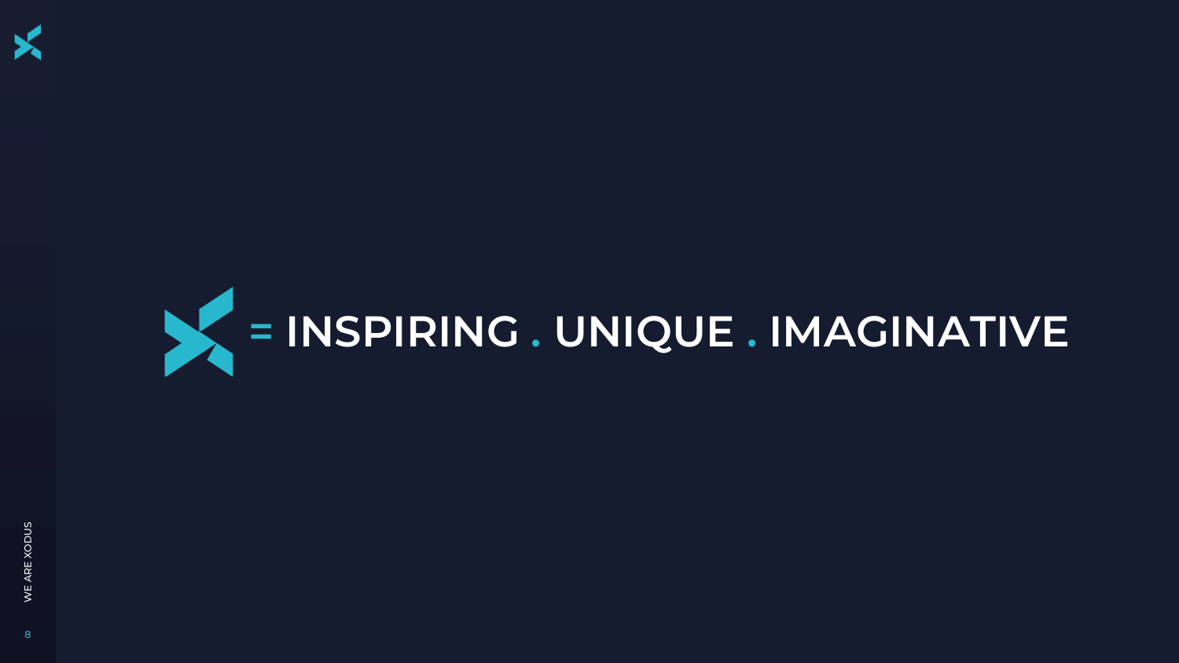# = INSPIRING . UNIQUE . IMAGINATIVE